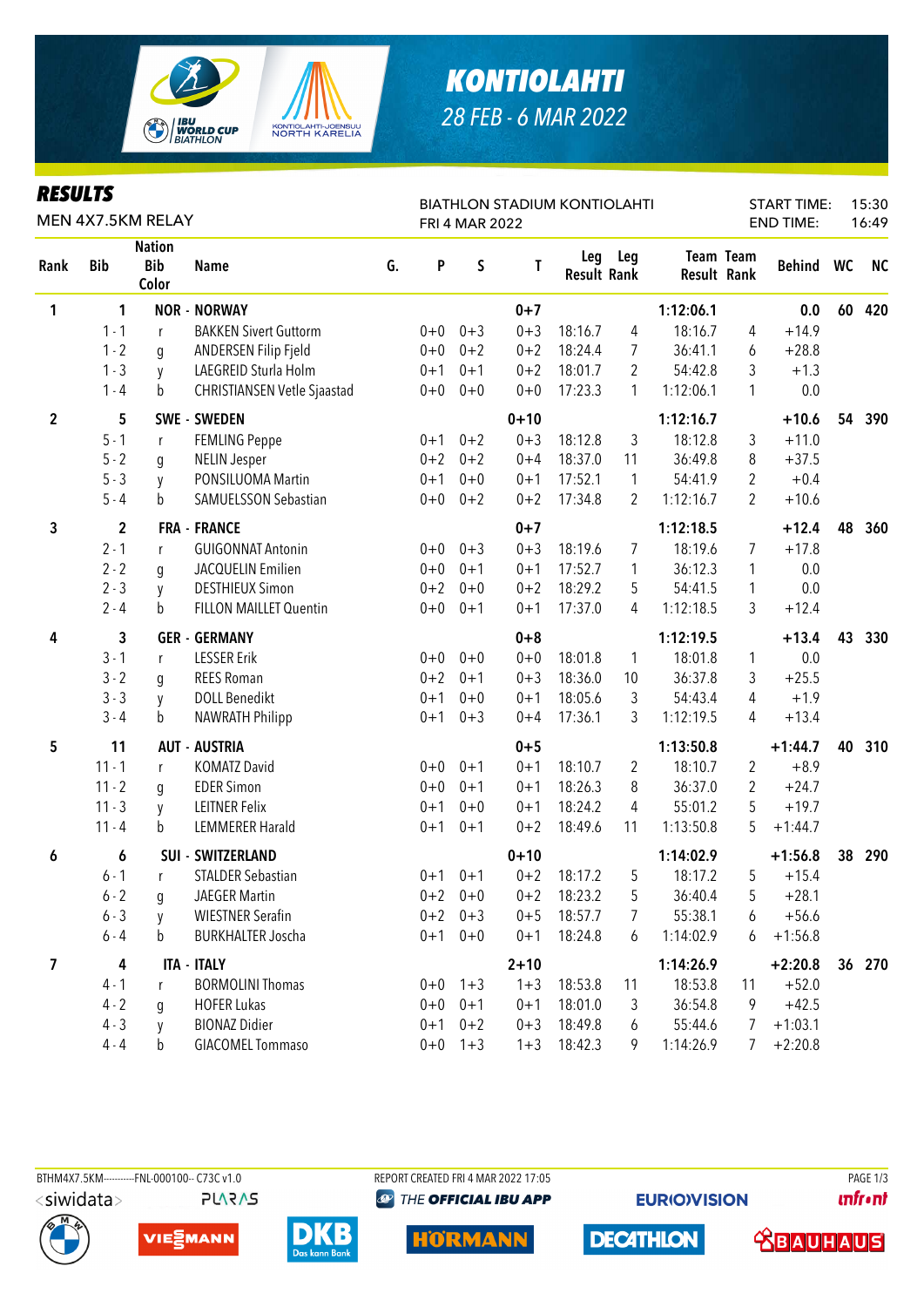# KONTIOLAHTI

28 FEB - 6 MAR 2022

## RESULTS

MEN 4X7.5KM RELAY

BIATHLON STADIUM KONTIOLAHTI
FRI 4 MAR 2022

START TIME: 15:30
END TIME: 16:49

| Rank | Bib | Nation Bib Color | Name | G. | P | S | T | Leg Result | Leg Rank | Team Result | Team Rank | Behind | WC | NC |
|---|---|---|---|---|---|---|---|---|---|---|---|---|---|---|
| 1 | 1 | | **NOR - NORWAY** | | | | 0+7 | | | 1:12:06.1 | | 0.0 | 60 | 420 |
| | 1 - 1 | r | BAKKEN Sivert Guttorm | | 0+0 | 0+3 | 0+3 | 18:16.7 | 4 | 18:16.7 | 4 | +14.9 | | |
| | 1 - 2 | g | ANDERSEN Filip Fjeld | | 0+0 | 0+2 | 0+2 | 18:24.4 | 7 | 36:41.1 | 6 | +28.8 | | |
| | 1 - 3 | y | LAEGREID Sturla Holm | | 0+1 | 0+1 | 0+2 | 18:01.7 | 2 | 54:42.8 | 3 | +1.3 | | |
| | 1 - 4 | b | CHRISTIANSEN Vetle Sjaastad | | 0+0 | 0+0 | 0+0 | 17:23.3 | 1 | 1:12:06.1 | 1 | 0.0 | | |
| 2 | 5 | | **SWE - SWEDEN** | | | | 0+10 | | | 1:12:16.7 | | +10.6 | 54 | 390 |
| | 5 - 1 | r | FEMLING Peppe | | 0+1 | 0+2 | 0+3 | 18:12.8 | 3 | 18:12.8 | 3 | +11.0 | | |
| | 5 - 2 | g | NELIN Jesper | | 0+2 | 0+2 | 0+4 | 18:37.0 | 11 | 36:49.8 | 8 | +37.5 | | |
| | 5 - 3 | y | PONSILUOMA Martin | | 0+1 | 0+0 | 0+1 | 17:52.1 | 1 | 54:41.9 | 2 | +0.4 | | |
| | 5 - 4 | b | SAMUELSSON Sebastian | | 0+0 | 0+2 | 0+2 | 17:34.8 | 2 | 1:12:16.7 | 2 | +10.6 | | |
| 3 | 2 | | **FRA - FRANCE** | | | | 0+7 | | | 1:12:18.5 | | +12.4 | 48 | 360 |
| | 2 - 1 | r | GUIGONNAT Antonin | | 0+0 | 0+3 | 0+3 | 18:19.6 | 7 | 18:19.6 | 7 | +17.8 | | |
| | 2 - 2 | g | JACQUELIN Emilien | | 0+0 | 0+1 | 0+1 | 17:52.7 | 1 | 36:12.3 | 1 | 0.0 | | |
| | 2 - 3 | y | DESTHIEUX Simon | | 0+2 | 0+0 | 0+2 | 18:29.2 | 5 | 54:41.5 | 1 | 0.0 | | |
| | 2 - 4 | b | FILLON MAILLET Quentin | | 0+0 | 0+1 | 0+1 | 17:37.0 | 4 | 1:12:18.5 | 3 | +12.4 | | |
| 4 | 3 | | **GER - GERMANY** | | | | 0+8 | | | 1:12:19.5 | | +13.4 | 43 | 330 |
| | 3 - 1 | r | LESSER Erik | | 0+0 | 0+0 | 0+0 | 18:01.8 | 1 | 18:01.8 | 1 | 0.0 | | |
| | 3 - 2 | g | REES Roman | | 0+2 | 0+1 | 0+3 | 18:36.0 | 10 | 36:37.8 | 3 | +25.5 | | |
| | 3 - 3 | y | DOLL Benedikt | | 0+1 | 0+0 | 0+1 | 18:05.6 | 3 | 54:43.4 | 4 | +1.9 | | |
| | 3 - 4 | b | NAWRATH Philipp | | 0+1 | 0+3 | 0+4 | 17:36.1 | 3 | 1:12:19.5 | 4 | +13.4 | | |
| 5 | 11 | | **AUT - AUSTRIA** | | | | 0+5 | | | 1:13:50.8 | | +1:44.7 | 40 | 310 |
| | 11 - 1 | r | KOMATZ David | | 0+0 | 0+1 | 0+1 | 18:10.7 | 2 | 18:10.7 | 2 | +8.9 | | |
| | 11 - 2 | g | EDER Simon | | 0+0 | 0+1 | 0+1 | 18:26.3 | 8 | 36:37.0 | 2 | +24.7 | | |
| | 11 - 3 | y | LEITNER Felix | | 0+1 | 0+0 | 0+1 | 18:24.2 | 4 | 55:01.2 | 5 | +19.7 | | |
| | 11 - 4 | b | LEMMERER Harald | | 0+1 | 0+1 | 0+2 | 18:49.6 | 11 | 1:13:50.8 | 5 | +1:44.7 | | |
| 6 | 6 | | **SUI - SWITZERLAND** | | | | 0+10 | | | 1:14:02.9 | | +1:56.8 | 38 | 290 |
| | 6 - 1 | r | STALDER Sebastian | | 0+1 | 0+1 | 0+2 | 18:17.2 | 5 | 18:17.2 | 5 | +15.4 | | |
| | 6 - 2 | g | JAEGER Martin | | 0+2 | 0+0 | 0+2 | 18:23.2 | 5 | 36:40.4 | 5 | +28.1 | | |
| | 6 - 3 | y | WIESTNER Serafin | | 0+2 | 0+3 | 0+5 | 18:57.7 | 7 | 55:38.1 | 6 | +56.6 | | |
| | 6 - 4 | b | BURKHALTER Joscha | | 0+1 | 0+0 | 0+1 | 18:24.8 | 6 | 1:14:02.9 | 6 | +1:56.8 | | |
| 7 | 4 | | **ITA - ITALY** | | | | 2+10 | | | 1:14:26.9 | | +2:20.8 | 36 | 270 |
| | 4 - 1 | r | BORMOLINI Thomas | | 0+0 | 1+3 | 1+3 | 18:53.8 | 11 | 18:53.8 | 11 | +52.0 | | |
| | 4 - 2 | g | HOFER Lukas | | 0+0 | 0+1 | 0+1 | 18:01.0 | 3 | 36:54.8 | 9 | +42.5 | | |
| | 4 - 3 | y | BIONAZ Didier | | 0+1 | 0+2 | 0+3 | 18:49.8 | 6 | 55:44.6 | 7 | +1:03.1 | | |
| | 4 - 4 | b | GIACOMEL Tommaso | | 0+0 | 1+3 | 1+3 | 18:42.3 | 9 | 1:14:26.9 | 7 | +2:20.8 | | |

BTHM4X7.5KM----------FNL-000100-- C73C v1.0 REPORT CREATED FRI 4 MAR 2022 17:05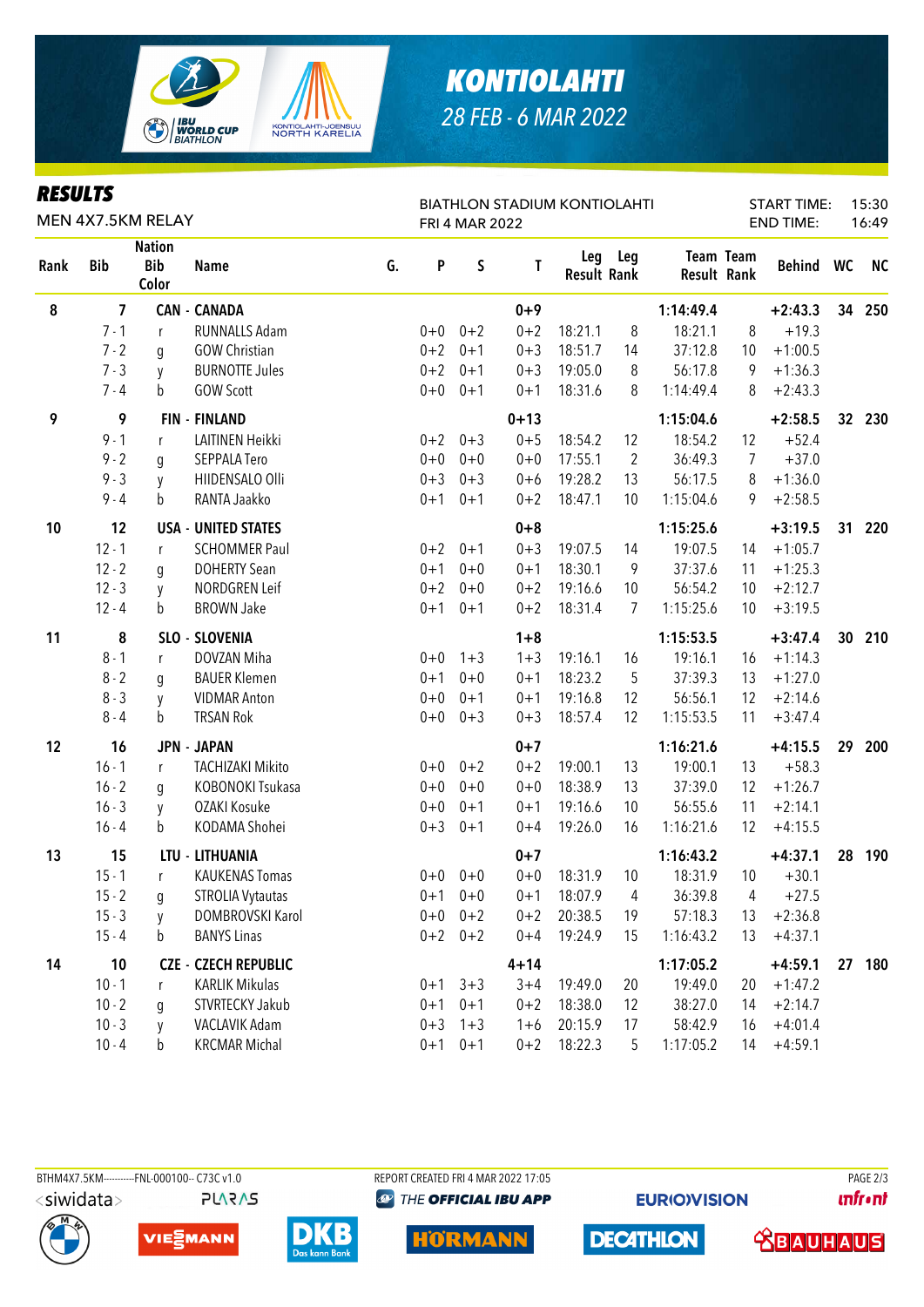# KONTIOLAHTI

28 FEB - 6 MAR 2022

## RESULTS

MEN 4X7.5KM RELAY

BIATHLON STADIUM KONTIOLAHTI
FRI 4 MAR 2022

START TIME: 15:30
END TIME: 16:49

| Rank | Bib | Nation Bib Color | Name | G. | P | S | T | Leg Result | Leg Rank | Team Result | Team Rank | Behind | WC | NC |
|---|---|---|---|---|---|---|---|---|---|---|---|---|---|---|
| 8 | 7 | CAN - CANADA | | | | | 0+9 | | | 1:14:49.4 | | +2:43.3 | 34 | 250 |
| | 7 - 1 | r | RUNNALLS Adam | | 0+0 | 0+2 | 0+2 | 18:21.1 | 8 | 18:21.1 | 8 | +19.3 | | |
| | 7 - 2 | g | GOW Christian | | 0+2 | 0+1 | 0+3 | 18:51.7 | 14 | 37:12.8 | 10 | +1:00.5 | | |
| | 7 - 3 | y | BURNOTTE Jules | | 0+2 | 0+1 | 0+3 | 19:05.0 | 8 | 56:17.8 | 9 | +1:36.3 | | |
| | 7 - 4 | b | GOW Scott | | 0+0 | 0+1 | 0+1 | 18:31.6 | 8 | 1:14:49.4 | 8 | +2:43.3 | | |
| 9 | 9 | FIN - FINLAND | | | | | 0+13 | | | 1:15:04.6 | | +2:58.5 | 32 | 230 |
| | 9 - 1 | r | LAITINEN Heikki | | 0+2 | 0+3 | 0+5 | 18:54.2 | 12 | 18:54.2 | 12 | +52.4 | | |
| | 9 - 2 | g | SEPPALA Tero | | 0+0 | 0+0 | 0+0 | 17:55.1 | 2 | 36:49.3 | 7 | +37.0 | | |
| | 9 - 3 | y | HIIDENSALO Olli | | 0+3 | 0+3 | 0+6 | 19:28.2 | 13 | 56:17.5 | 8 | +1:36.0 | | |
| | 9 - 4 | b | RANTA Jaakko | | 0+1 | 0+1 | 0+2 | 18:47.1 | 10 | 1:15:04.6 | 9 | +2:58.5 | | |
| 10 | 12 | USA - UNITED STATES | | | | | 0+8 | | | 1:15:25.6 | | +3:19.5 | 31 | 220 |
| | 12 - 1 | r | SCHOMMER Paul | | 0+2 | 0+1 | 0+3 | 19:07.5 | 14 | 19:07.5 | 14 | +1:05.7 | | |
| | 12 - 2 | g | DOHERTY Sean | | 0+1 | 0+0 | 0+1 | 18:30.1 | 9 | 37:37.6 | 11 | +1:25.3 | | |
| | 12 - 3 | y | NORDGREN Leif | | 0+2 | 0+0 | 0+2 | 19:16.6 | 10 | 56:54.2 | 10 | +2:12.7 | | |
| | 12 - 4 | b | BROWN Jake | | 0+1 | 0+1 | 0+2 | 18:31.4 | 7 | 1:15:25.6 | 10 | +3:19.5 | | |
| 11 | 8 | SLO - SLOVENIA | | | | | 1+8 | | | 1:15:53.5 | | +3:47.4 | 30 | 210 |
| | 8 - 1 | r | DOVZAN Miha | | 0+0 | 1+3 | 1+3 | 19:16.1 | 16 | 19:16.1 | 16 | +1:14.3 | | |
| | 8 - 2 | g | BAUER Klemen | | 0+1 | 0+0 | 0+1 | 18:23.2 | 5 | 37:39.3 | 13 | +1:27.0 | | |
| | 8 - 3 | y | VIDMAR Anton | | 0+0 | 0+1 | 0+1 | 19:16.8 | 12 | 56:56.1 | 12 | +2:14.6 | | |
| | 8 - 4 | b | TRSAN Rok | | 0+0 | 0+3 | 0+3 | 18:57.4 | 12 | 1:15:53.5 | 11 | +3:47.4 | | |
| 12 | 16 | JPN - JAPAN | | | | | 0+7 | | | 1:16:21.6 | | +4:15.5 | 29 | 200 |
| | 16 - 1 | r | TACHIZAKI Mikito | | 0+0 | 0+2 | 0+2 | 19:00.1 | 13 | 19:00.1 | 13 | +58.3 | | |
| | 16 - 2 | g | KOBONOKI Tsukasa | | 0+0 | 0+0 | 0+0 | 18:38.9 | 13 | 37:39.0 | 12 | +1:26.7 | | |
| | 16 - 3 | y | OZAKI Kosuke | | 0+0 | 0+1 | 0+1 | 19:16.6 | 10 | 56:55.6 | 11 | +2:14.1 | | |
| | 16 - 4 | b | KODAMA Shohei | | 0+3 | 0+1 | 0+4 | 19:26.0 | 16 | 1:16:21.6 | 12 | +4:15.5 | | |
| 13 | 15 | LTU - LITHUANIA | | | | | 0+7 | | | 1:16:43.2 | | +4:37.1 | 28 | 190 |
| | 15 - 1 | r | KAUKENAS Tomas | | 0+0 | 0+0 | 0+0 | 18:31.9 | 10 | 18:31.9 | 10 | +30.1 | | |
| | 15 - 2 | g | STROLIA Vytautas | | 0+1 | 0+0 | 0+1 | 18:07.9 | 4 | 36:39.8 | 4 | +27.5 | | |
| | 15 - 3 | y | DOMBROVSKI Karol | | 0+0 | 0+2 | 0+2 | 20:38.5 | 19 | 57:18.3 | 13 | +2:36.8 | | |
| | 15 - 4 | b | BANYS Linas | | 0+2 | 0+2 | 0+4 | 19:24.9 | 15 | 1:16:43.2 | 13 | +4:37.1 | | |
| 14 | 10 | CZE - CZECH REPUBLIC | | | | | 4+14 | | | 1:17:05.2 | | +4:59.1 | 27 | 180 |
| | 10 - 1 | r | KARLIK Mikulas | | 0+1 | 3+3 | 3+4 | 19:49.0 | 20 | 19:49.0 | 20 | +1:47.2 | | |
| | 10 - 2 | g | STVRTECKY Jakub | | 0+1 | 0+1 | 0+2 | 18:38.9 | 12 | 38:27.0 | 14 | +2:14.7 | | |
| | 10 - 3 | y | VACLAVIK Adam | | 0+3 | 1+3 | 1+6 | 20:15.9 | 17 | 58:42.9 | 16 | +4:01.4 | | |
| | 10 - 4 | b | KRCMAR Michal | | 0+1 | 0+1 | 0+2 | 18:22.3 | 5 | 1:17:05.2 | 14 | +4:59.1 | | |

BTHM4X7.5KM----------FNL-000100-- C73C v1.0 REPORT CREATED FRI 4 MAR 2022 17:05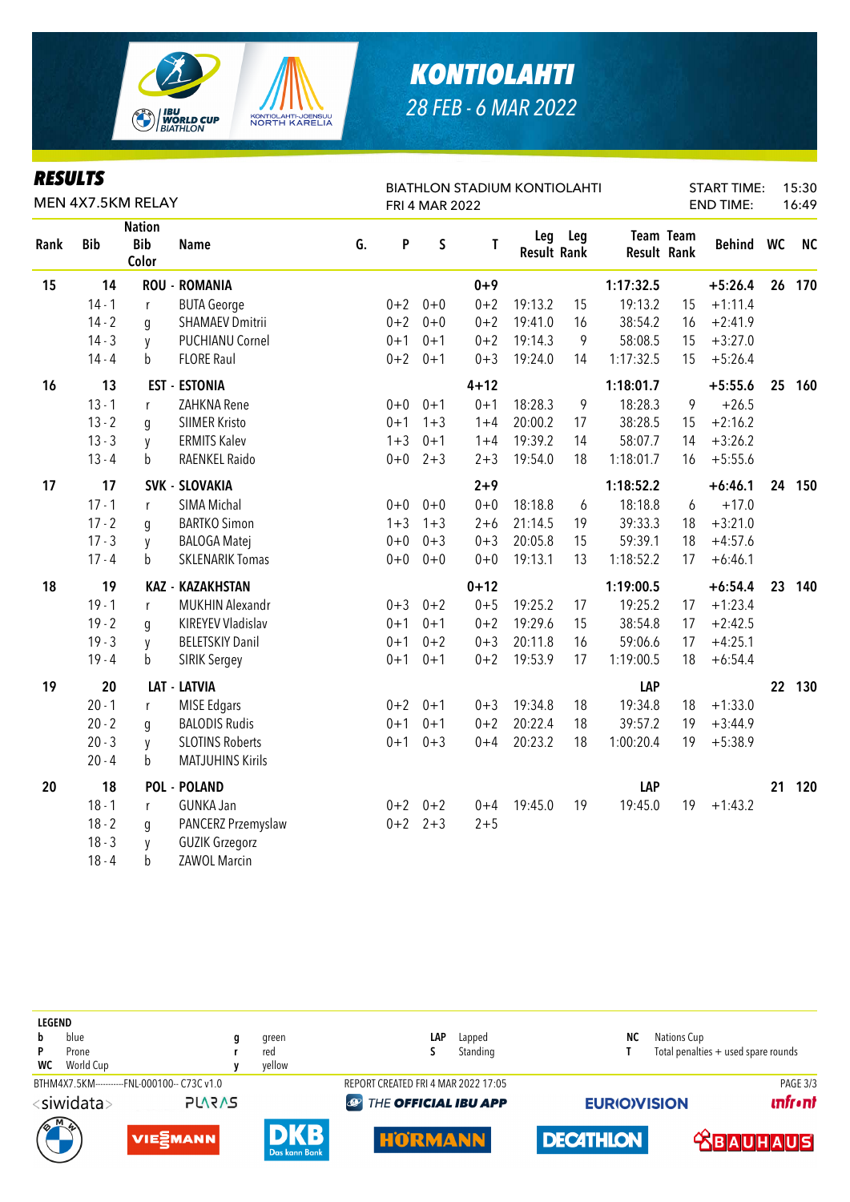# KONTIOLAHTI

28 FEB - 6 MAR 2022

## RESULTS

MEN 4X7.5KM RELAY

BIATHLON STADIUM KONTIOLAHTI
FRI 4 MAR 2022

START TIME: 15:30
END TIME: 16:49

| Rank | Bib | Nation Bib Color | Name | G. | P | S | T | Leg Result | Leg Rank | Team Result | Team Rank | Behind | WC | NC |
|---|---|---|---|---|---|---|---|---|---|---|---|---|---|---|
| 15 | 14 | ROU - ROMANIA | | | | | 0+9 | | | 1:17:32.5 | | +5:26.4 | 26 | 170 |
| | 14 - 1 | r | BUTA George | | 0+2 | 0+0 | 0+2 | 19:13.2 | 15 | 19:13.2 | 15 | +1:11.4 | | |
| | 14 - 2 | g | SHAMAEV Dmitrii | | 0+2 | 0+0 | 0+2 | 19:41.0 | 16 | 38:54.2 | 16 | +2:41.9 | | |
| | 14 - 3 | y | PUCHIANU Cornel | | 0+1 | 0+1 | 0+2 | 19:14.3 | 9 | 58:08.5 | 15 | +3:27.0 | | |
| | 14 - 4 | b | FLORE Raul | | 0+2 | 0+1 | 0+3 | 19:24.0 | 14 | 1:17:32.5 | 15 | +5:26.4 | | |
| 16 | 13 | EST - ESTONIA | | | | | 4+12 | | | 1:18:01.7 | | +5:55.6 | 25 | 160 |
| | 13 - 1 | r | ZAHKNA Rene | | 0+0 | 0+1 | 0+1 | 18:28.3 | 9 | 18:28.3 | 9 | +26.5 | | |
| | 13 - 2 | g | SIIMER Kristo | | 0+1 | 1+3 | 1+4 | 20:00.2 | 17 | 38:28.5 | 15 | +2:16.2 | | |
| | 13 - 3 | y | ERMITS Kalev | | 1+3 | 0+1 | 1+4 | 19:39.2 | 14 | 58:07.7 | 14 | +3:26.2 | | |
| | 13 - 4 | b | RAENKEL Raido | | 0+0 | 2+3 | 2+3 | 19:54.0 | 18 | 1:18:01.7 | 16 | +5:55.6 | | |
| 17 | 17 | SVK - SLOVAKIA | | | | | 2+9 | | | 1:18:52.2 | | +6:46.1 | 24 | 150 |
| | 17 - 1 | r | SIMA Michal | | 0+0 | 0+0 | 0+0 | 18:18.8 | 6 | 18:18.8 | 6 | +17.0 | | |
| | 17 - 2 | g | BARTKO Simon | | 1+3 | 1+3 | 2+6 | 21:14.5 | 19 | 39:33.3 | 18 | +3:21.0 | | |
| | 17 - 3 | y | BALOGA Matej | | 0+0 | 0+3 | 0+3 | 20:05.8 | 15 | 59:39.1 | 18 | +4:57.6 | | |
| | 17 - 4 | b | SKLENARIK Tomas | | 0+0 | 0+0 | 0+0 | 19:13.1 | 13 | 1:18:52.2 | 17 | +6:46.1 | | |
| 18 | 19 | KAZ - KAZAKHSTAN | | | | | 0+12 | | | 1:19:00.5 | | +6:54.4 | 23 | 140 |
| | 19 - 1 | r | MUKHIN Alexandr | | 0+3 | 0+2 | 0+5 | 19:25.2 | 17 | 19:25.2 | 17 | +1:23.4 | | |
| | 19 - 2 | g | KIREYEV Vladislav | | 0+1 | 0+1 | 0+2 | 19:29.6 | 15 | 38:54.8 | 17 | +2:42.5 | | |
| | 19 - 3 | y | BELETSKIY Danil | | 0+1 | 0+2 | 0+3 | 20:11.8 | 16 | 59:06.6 | 17 | +4:25.1 | | |
| | 19 - 4 | b | SIRIK Sergey | | 0+1 | 0+1 | 0+2 | 19:53.9 | 17 | 1:19:00.5 | 18 | +6:54.4 | | |
| 19 | 20 | LAT - LATVIA | | | | | | | | LAP | | | 22 | 130 |
| | 20 - 1 | r | MISE Edgars | | 0+2 | 0+1 | 0+3 | 19:34.8 | 18 | 19:34.8 | 18 | +1:33.0 | | |
| | 20 - 2 | g | BALODIS Rudis | | 0+1 | 0+1 | 0+2 | 20:22.4 | 18 | 39:57.2 | 19 | +3:44.9 | | |
| | 20 - 3 | y | SLOTINS Roberts | | 0+1 | 0+3 | 0+4 | 20:23.2 | 18 | 1:00:20.4 | 19 | +5:38.9 | | |
| | 20 - 4 | b | MATJUHINS Kirils | | | | | | | | | | | |
| 20 | 18 | POL - POLAND | | | | | | | | LAP | | | 21 | 120 |
| | 18 - 1 | r | GUNKA Jan | | 0+2 | 0+2 | 0+4 | 19:45.0 | 19 | 19:45.0 | 19 | +1:43.2 | | |
| | 18 - 2 | g | PANCERZ Przemyslaw | | 0+2 | 2+3 | 2+5 | | | | | | | |
| | 18 - 3 | y | GUZIK Grzegorz | | | | | | | | | | | |
| | 18 - 4 | b | ZAWOL Marcin | | | | | | | | | | | |

LEGEND

| | | | | | | | |
|---|---|---|---|---|---|---|---|
| b | blue | g | green | LAP | Lapped | NC | Nations Cup |
| P | Prone | r | red | S | Standing | T | Total penalties + used spare rounds |
| WC | World Cup | y | yellow | | | | |

BTHM4X7.5KM-----------FNL-000100-- C73C v1.0

REPORT CREATED FRI 4 MAR 2022 17:05